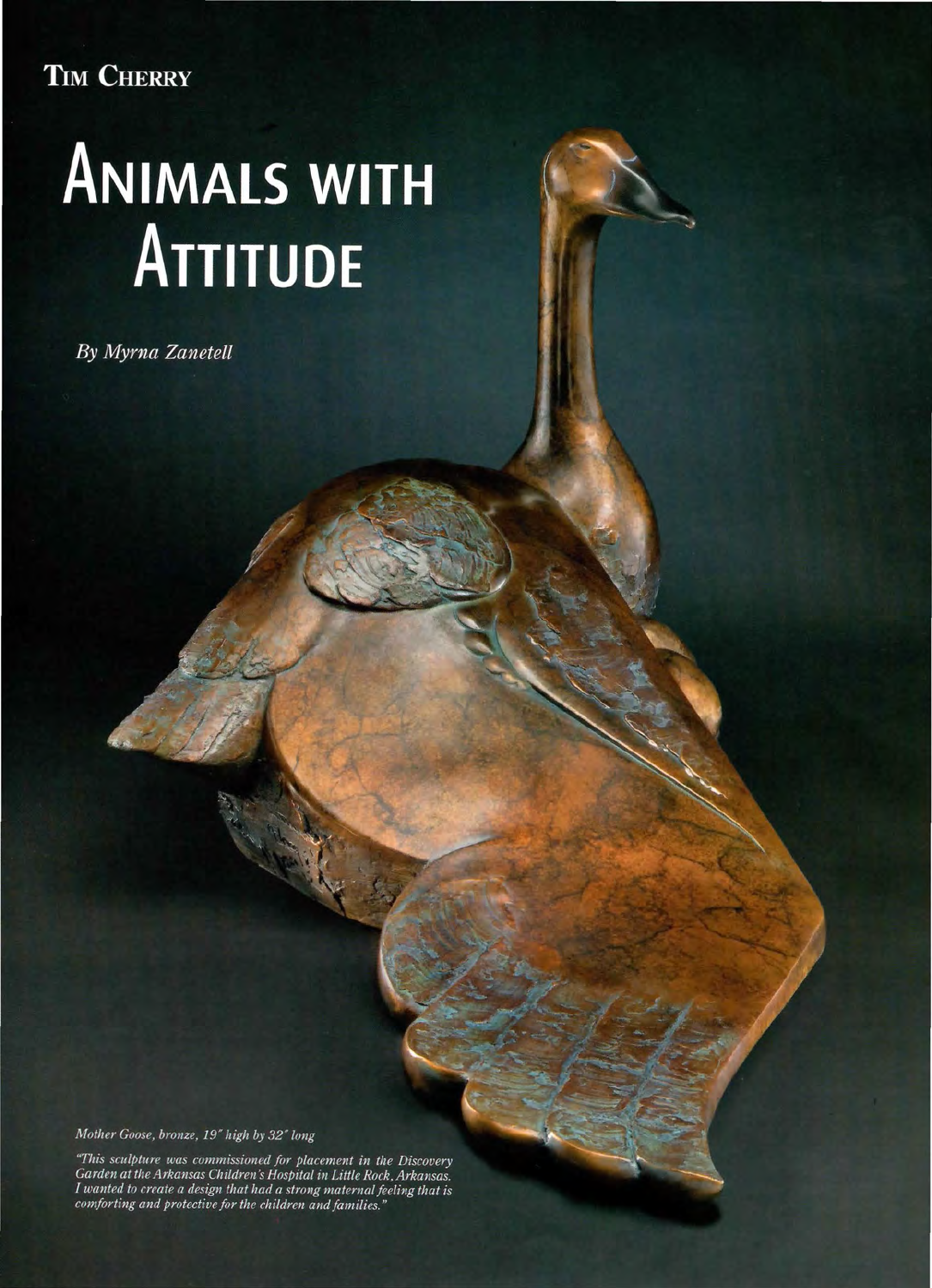**TIM CHERRY**

# ANIMALS WITH ATTITUDE

*By Myrna Zanetell*

*Mother Goose, bronze, 19" high by 32" long*

*"This sculpture was commissioned for placement in the Discovery Garden at the Arkansas Children's Hospital in Little Rock, Arkansas. I wanted to create a design that had a strong maternal feeling that is comforting and protective for the children and families."*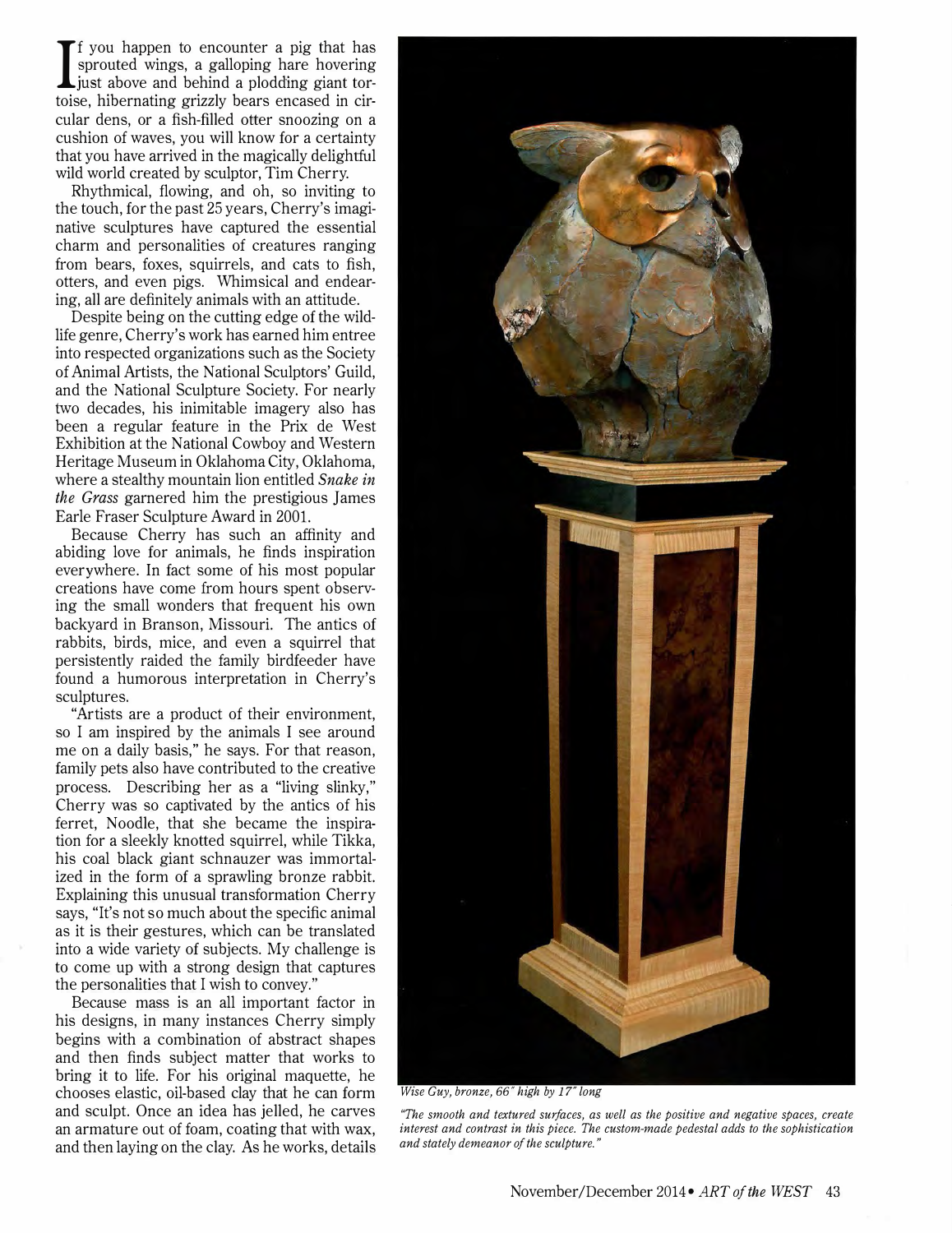If you happen to encounter a pig that has sprouted wings, a galloping hare hovering just above and behind a plodding giant tortoise, hibernating grizzly bears encased in circular dens, or a fish-filled otter snoozing on a cushion of waves, you will know for a certainty that you have arrived in the magically delightful wild world created by sculptor, Tim Cherry.

Rhythmical, flowing, and oh, so inviting to the touch, for the past 25 years, Cherry's imaginative sculptures have captured the essential charm and personalities of creatures ranging from bears, foxes, squirrels, and cats to fish, otters, and even pigs. Whimsical and endearing, all are definitely animals with an attitude.

Despite being on the cutting edge of the wildlife genre, Cherry's work has earned him entree into respected organizations such as the Society of Animal Artists, the National Sculptors' Guild, and the National Sculpture Society. For nearly two decades, his inimitable imagery also has been a regular feature in the Prix de West Exhibition at the National Cowboy and Western Heritage Museum in Oklahoma City, Oklahoma, where a stealthy mountain lion entitled *Snake in the Grass* garnered him the prestigious James Earle Fraser Sculpture Award in 2001.

Because Cherry has such an affinity and abiding love for animals, he finds inspiration everywhere. In fact some of his most popular creations have come from hours spent observing the small wonders that frequent his own backyard in Branson, Missouri. The antics of rabbits, birds, mice, and even a squirrel that persistently raided the family birdfeeder have found a humorous interpretation in Cherry's sculptures.

"Artists are a product of their environment, so I am inspired by the animals I see around me on a daily basis," he says. For that reason, family pets also have contributed to the creative process. Describing her as a "living slinky," Cherry was so captivated by the antics of his ferret, Noodle, that she became the inspiration for a sleekly knotted squirrel, while Tikka, his coal black giant schnauzer was immortalized in the form of a sprawling bronze rabbit. Explaining this unusual transformation Cherry says, "It's not so much about the specific animal as it is their gestures, which can be translated into a wide variety of subjects. My challenge is to come up with a strong design that captures the personalities that I wish to convey."

Because mass is an all important factor in his designs, in many instances Cherry simply begins with a combination of abstract shapes and then finds subject matter that works to bring it to life. For his original maquette, he chooses elastic, oil-based clay that he can form and sculpt. Once an idea has jelled, he carves an armature out of foam, coating that with wax, and then laying on the clay. As he works, details

*Wise Guy, bronze, 66" high by 17" long*

*"The smooth and textured surfaces, as well as the positive and negative spaces, create interest and contrast in this piece. The custom-made pedestal adds to the sophistication and stately demeanor of the sculpture."*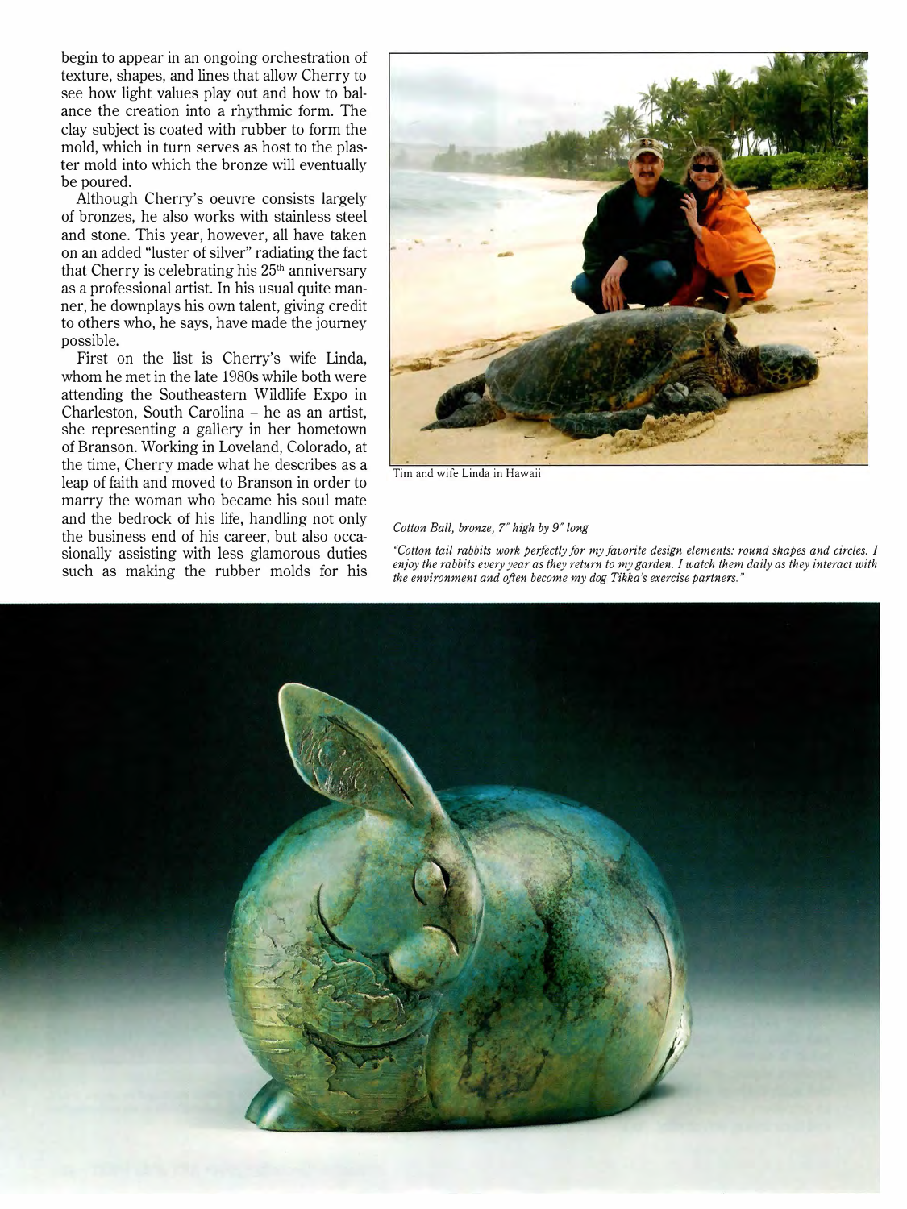begin to appear in an ongoing orchestration of texture, shapes, and lines that allow Cherry to see how light values play out and how to balance the creation into a rhythmic form. The clay subject is coated with rubber to form the mold, which in turn serves as host to the plaster mold into which the bronze will eventually be poured.

Although Cherry's oeuvre consists largely of bronzes, he also works with stainless steel and stone. This year, however, all have taken on an added "luster of silver" radiating the fact that Cherry is celebrating his 25th anniversary as a professional artist. In his usual quite manner, he downplays his own talent, giving credit to others who, he says, have made the journey possible.

First on the list is Cherry's wife Linda, whom he met in the late 1980s while both were attending the Southeastern Wildlife Expo in Charleston, South Carolina – he as an artist, she representing a gallery in her hometown of Branson. Working in Loveland, Colorado, at the time, Cherry made what he describes as a leap of faith and moved to Branson in order to marry the woman who became his soul mate and the bedrock of his life, handling not only the business end of his career, but also occasionally assisting with less glamorous duties such as making the rubber molds for his

Tim and wife Linda in Hawaii

*Cotton Ball, bronze, 7" high by 9" long*

*"Cotton tail rabbits work perfectly for my favorite design elements: round shapes and circles. I enjoy the rabbits every year as they return to my garden. I watch them daily as they interact with the environment and often become my dog Tikka's exercise partners."*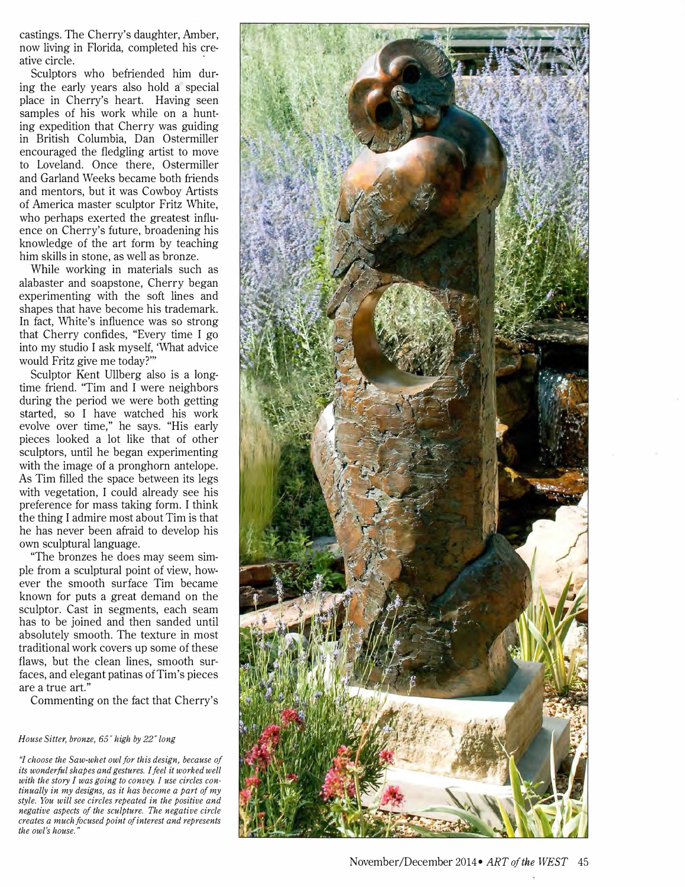castings. The Cherry's daughter, Amber, now living in Florida, completed his creative circle.

Sculptors who befriended him during the early years also hold a special place in Cherry's heart. Having seen samples of his work while on a hunting expedition that Cherry was guiding in British Columbia, Dan Ostermiller encouraged the fledgling artist to move to Loveland. Once there, Ostermiller and Garland Weeks became both friends and mentors, but it was Cowboy Artists of America master sculptor Fritz White, who perhaps exerted the greatest influence on Cherry's future, broadening his knowledge of the art form by teaching him skills in stone, as well as bronze.

While working in materials such as alabaster and soapstone, Cherry began experimenting with the soft lines and shapes that have become his trademark. In fact, White's influence was so strong that Cherry confides, "Every time I go into my studio I ask myself, 'What advice would Fritz give me today?'"

Sculptor Kent Ullberg also is a longtime friend. "Tim and I were neighbors during the period we were both getting started, so I have watched his work evolve over time," he says. "His early pieces looked a lot like that of other sculptors, until he began experimenting with the image of a pronghorn antelope. As Tim filled the space between its legs with vegetation, I could already see his preference for mass taking form. I think the thing I admire most about Tim is that he has never been afraid to develop his own sculptural language.

"The bronzes he does may seem simple from a sculptural point of view, however the smooth surface Tim became known for puts a great demand on the sculptor. Cast in segments, each seam has to be joined and then sanded until absolutely smooth. The texture in most traditional work covers up some of these flaws, but the clean lines, smooth surfaces, and elegant patinas of Tim's pieces are a true art."

Commenting on the fact that Cherry's

*House Sitter, bronze, 65" high by 22" long*

*"I choose the Saw-whet owl for this design, because of its wonderful shapes and gestures. I feel it worked well with the story I was going to convey. I use circles continually in my designs, as it has become a part of my style. You will see circles repeated in the positive and negative aspects of the sculpture. The negative circle creates a much focused point of interest and represents the owl's house."*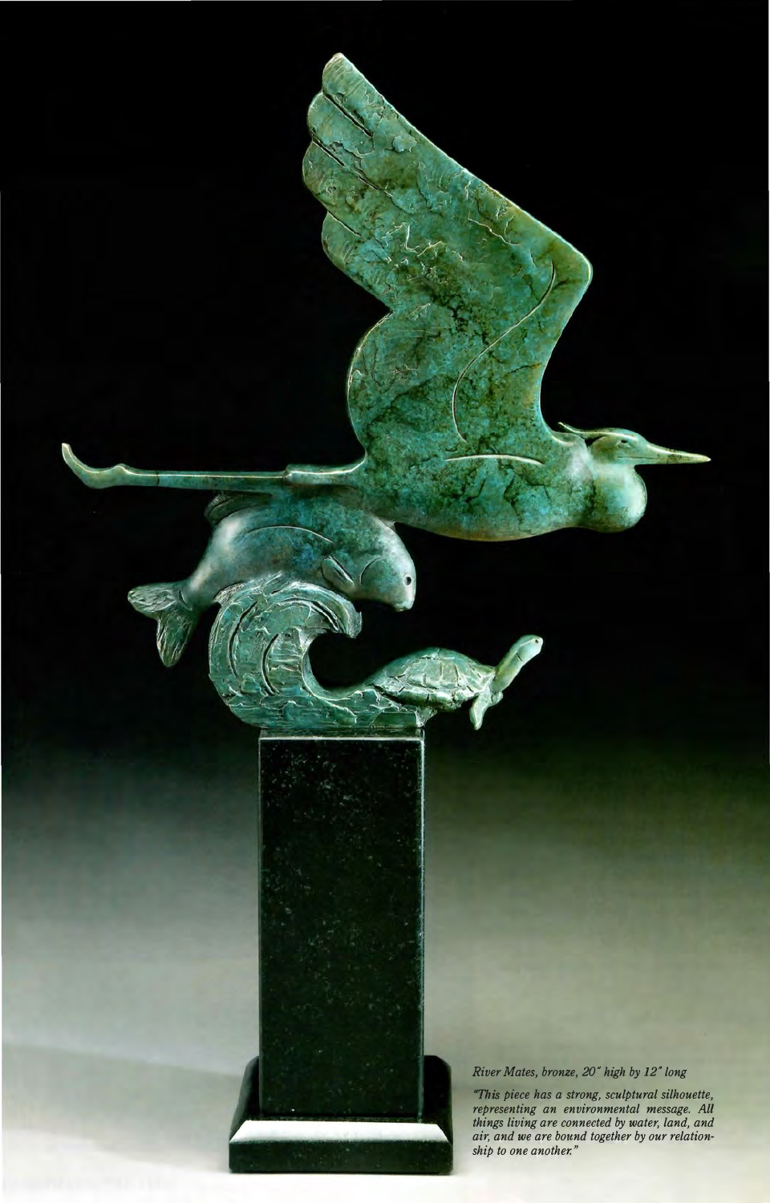*River Mates, bronze, 20" high by 12" long*

*"This piece has a strong, sculptural silhouette, representing an environmental message. All things living are connected by water, land, and air, and we are bound together by our relationship to one another."*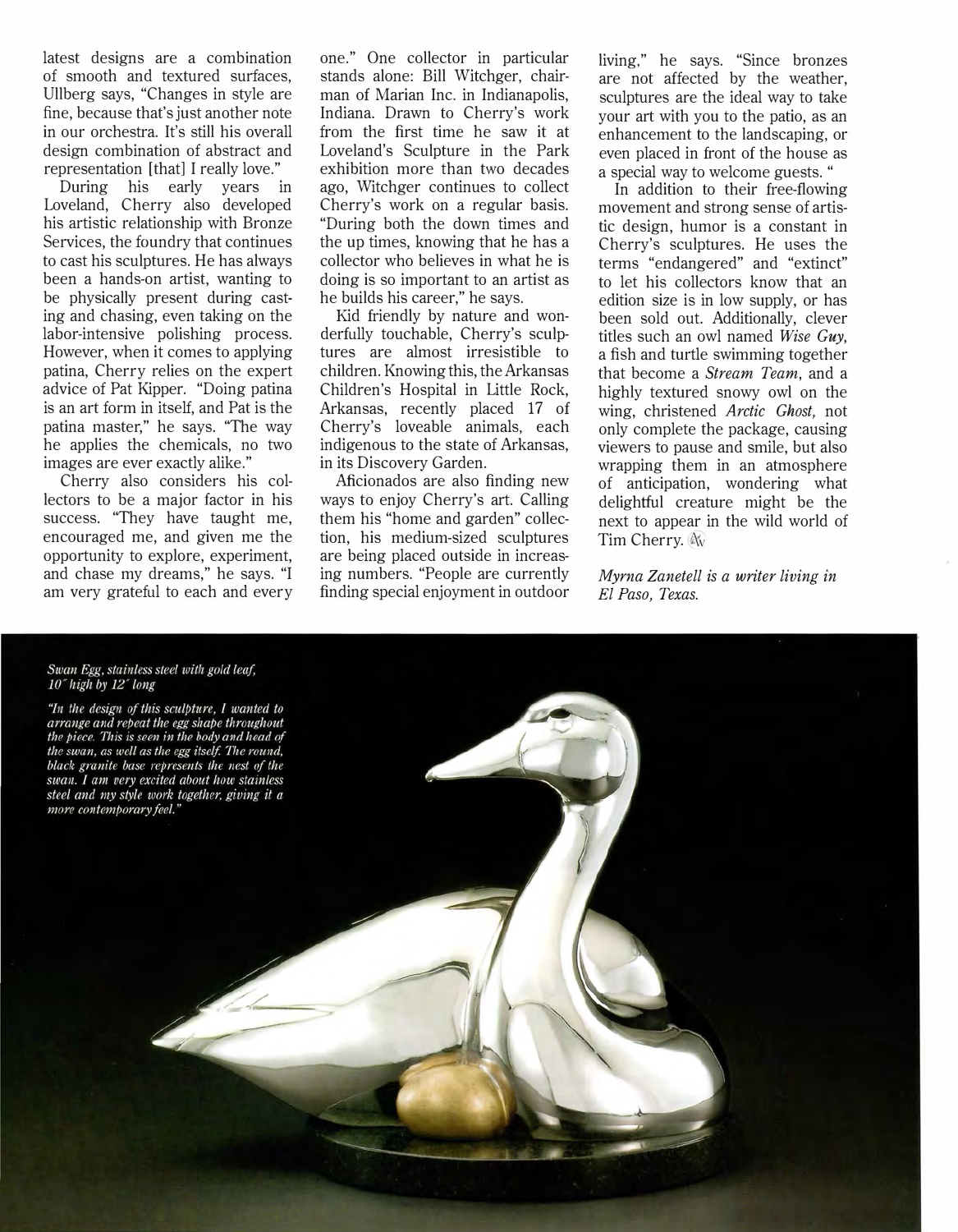latest designs are a combination of smooth and textured surfaces, Ullberg says, "Changes in style are fine, because that's just another note in our orchestra. It's still his overall design combination of abstract and representation [that] I really love."

During his early years in Loveland, Cherry also developed his artistic relationship with Bronze Services, the foundry that continues to cast his sculptures. He has always been a hands-on artist, wanting to be physically present during casting and chasing, even taking on the labor-intensive polishing process. However, when it comes to applying patina, Cherry relies on the expert advice of Pat Kipper. "Doing patina is an art form in itself, and Pat is the patina master," he says. "The way he applies the chemicals, no two images are ever exactly alike."

Cherry also considers his collectors to be a major factor in his success. "They have taught me, encouraged me, and given me the opportunity to explore, experiment, and chase my dreams," he says. "I am very grateful to each and every one." One collector in particular stands alone: Bill Witchger, chairman of Marian Inc. in Indianapolis, Indiana. Drawn to Cherry's work from the first time he saw it at Loveland's Sculpture in the Park exhibition more than two decades ago, Witchger continues to collect Cherry's work on a regular basis. "During both the down times and the up times, knowing that he has a collector who believes in what he is doing is so important to an artist as he builds his career," he says.

Kid friendly by nature and wonderfully touchable, Cherry's sculptures are almost irresistible to children. Knowing this, the Arkansas Children's Hospital in Little Rock, Arkansas, recently placed 17 of Cherry's loveable animals, each indigenous to the state of Arkansas, in its Discovery Garden.

Aficionados are also finding new ways to enjoy Cherry's art. Calling them his "home and garden" collection, his medium-sized sculptures are being placed outside in increasing numbers. "People are currently finding special enjoyment in outdoor living," he says. "Since bronzes are not affected by the weather, sculptures are the ideal way to take your art with you to the patio, as an enhancement to the landscaping, or even placed in front of the house as a special way to welcome guests."

In addition to their free-flowing movement and strong sense of artistic design, humor is a constant in Cherry's sculptures. He uses the terms "endangered" and "extinct" to let his collectors know that an edition size is in low supply, or has been sold out. Additionally, clever titles such an owl named *Wise Guy*, a fish and turtle swimming together that become a *Stream Team*, and a highly textured snowy owl on the wing, christened *Arctic Ghost*, not only complete the package, causing viewers to pause and smile, but also wrapping them in an atmosphere of anticipation, wondering what delightful creature might be the next to appear in the wild world of Tim Cherry.

*Myrna Zanetell is a writer living in El Paso, Texas.*

*Swan Egg, stainless steel with gold leaf, 10" high by 12" long*

*"In the design of this sculpture, I wanted to arrange and repeat the egg shape throughout the piece. This is seen in the body and head of the swan, as well as the egg itself. The round, black granite base represents the nest of the swan. I am very excited about how stainless steel and my style work together, giving it a more contemporary feel."*